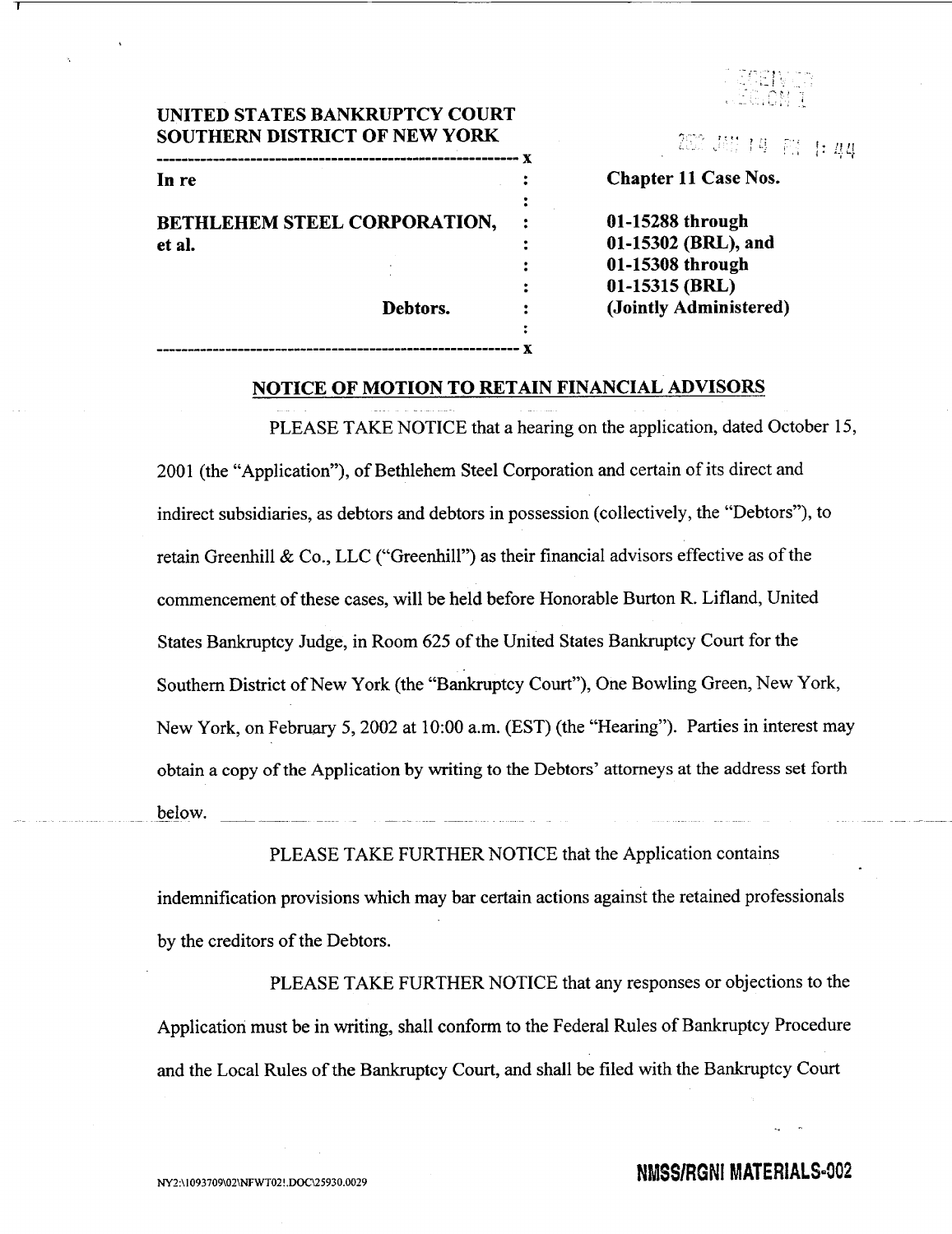UNITED STATES BANKRUPTCY COURT
SOUTHERN DISTRICT OF NEW YORK

| | | |
|---|---|---|
| In re | : | **Chapter 11 Case Nos.** |
| **BETHLEHEM STEEL CORPORATION, et al.** | : | **01-15288 through 01-15302 (BRL), and 01-15308 through 01-15315 (BRL) (Jointly Administered)** |
| **Debtors.** | : | |

## NOTICE OF MOTION TO RETAIN FINANCIAL ADVISORS

PLEASE TAKE NOTICE that a hearing on the application, dated October 15, 2001 (the "Application"), of Bethlehem Steel Corporation and certain of its direct and indirect subsidiaries, as debtors and debtors in possession (collectively, the "Debtors"), to retain Greenhill & Co., LLC ("Greenhill") as their financial advisors effective as of the commencement of these cases, will be held before Honorable Burton R. Lifland, United States Bankruptcy Judge, in Room 625 of the United States Bankruptcy Court for the Southern District of New York (the "Bankruptcy Court"), One Bowling Green, New York, New York, on February 5, 2002 at 10:00 a.m. (EST) (the "Hearing"). Parties in interest may obtain a copy of the Application by writing to the Debtors' attorneys at the address set forth below.

PLEASE TAKE FURTHER NOTICE that the Application contains indemnification provisions which may bar certain actions against the retained professionals by the creditors of the Debtors.

PLEASE TAKE FURTHER NOTICE that any responses or objections to the Application must be in writing, shall conform to the Federal Rules of Bankruptcy Procedure and the Local Rules of the Bankruptcy Court, and shall be filed with the Bankruptcy Court

NY2:\1093709\02\NFWT02!.DOC\25930.0029

NMSS/RGNI MATERIALS-002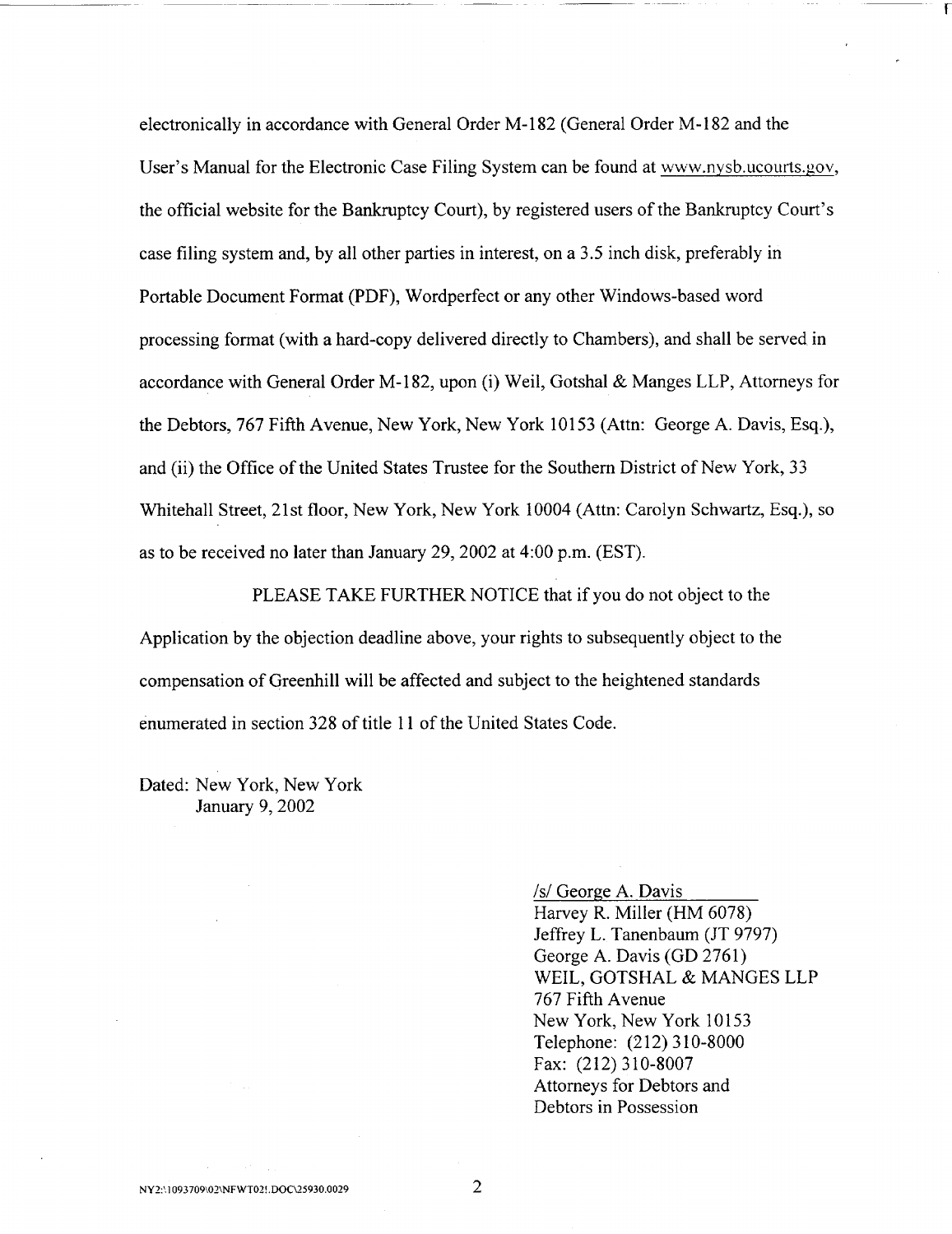electronically in accordance with General Order M-182 (General Order M-182 and the User's Manual for the Electronic Case Filing System can be found at www.nysb.ucourts.gov, the official website for the Bankruptcy Court), by registered users of the Bankruptcy Court's case filing system and, by all other parties in interest, on a 3.5 inch disk, preferably in Portable Document Format (PDF), Wordperfect or any other Windows-based word processing format (with a hard-copy delivered directly to Chambers), and shall be served in accordance with General Order M-182, upon (i) Weil, Gotshal & Manges LLP, Attorneys for the Debtors, 767 Fifth Avenue, New York, New York 10153 (Attn: George A. Davis, Esq.), and (ii) the Office of the United States Trustee for the Southern District of New York, 33 Whitehall Street, 21st floor, New York, New York 10004 (Attn: Carolyn Schwartz, Esq.), so as to be received no later than January 29, 2002 at 4:00 p.m. (EST).

PLEASE TAKE FURTHER NOTICE that if you do not object to the Application by the objection deadline above, your rights to subsequently object to the compensation of Greenhill will be affected and subject to the heightened standards enumerated in section 328 of title 11 of the United States Code.

Dated: New York, New York
January 9, 2002

/s/ George A. Davis
Harvey R. Miller (HM 6078)
Jeffrey L. Tanenbaum (JT 9797)
George A. Davis (GD 2761)
WEIL, GOTSHAL & MANGES LLP
767 Fifth Avenue
New York, New York 10153
Telephone: (212) 310-8000
Fax: (212) 310-8007
Attorneys for Debtors and
Debtors in Possession

NY2:\1093709\02\NFWT02!.DOC\25930.0029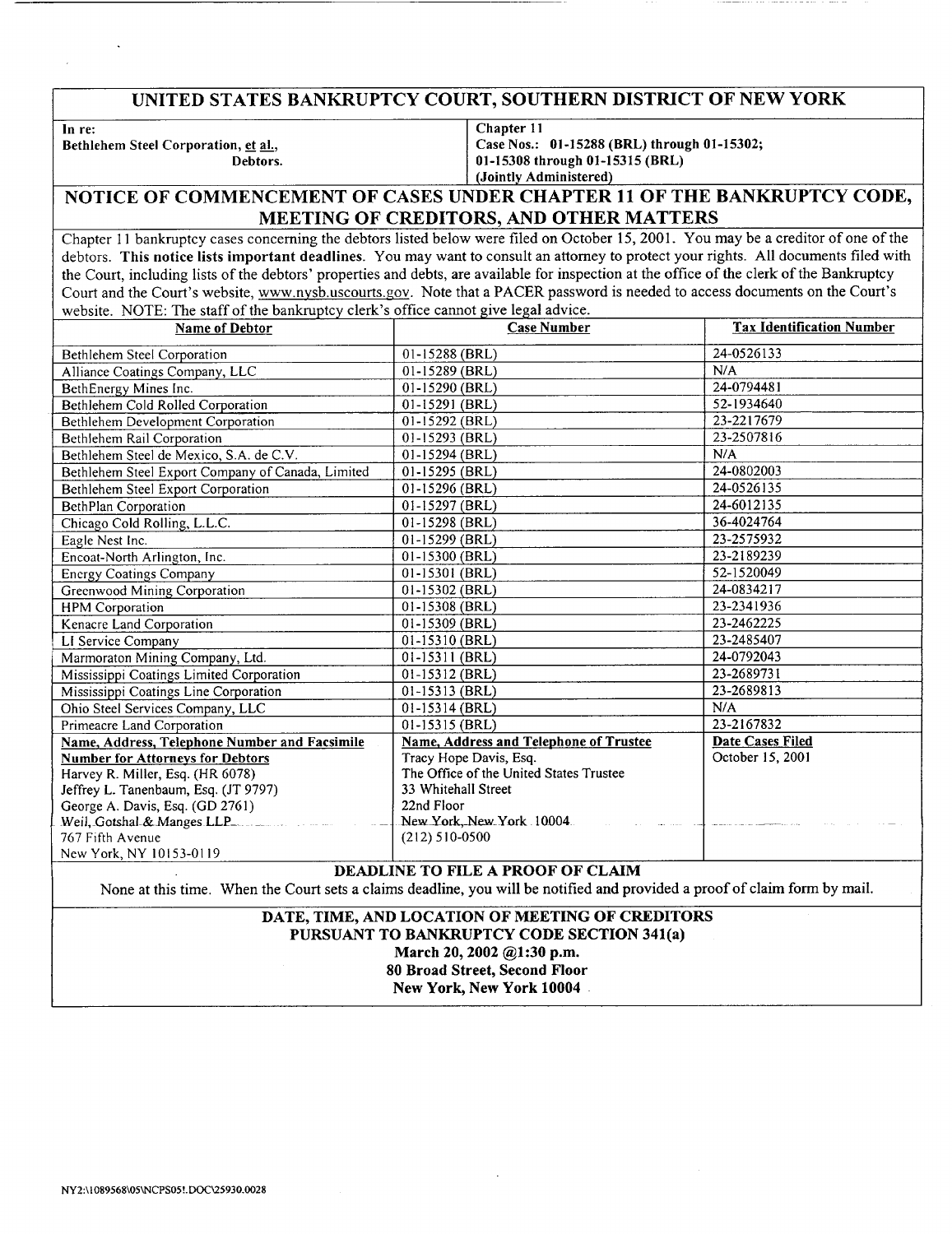# UNITED STATES BANKRUPTCY COURT, SOUTHERN DISTRICT OF NEW YORK

| In re: | Chapter 11 |
|---|---|
| Bethlehem Steel Corporation, et al., Debtors. | Case Nos.: 01-15288 (BRL) through 01-15302; 01-15308 through 01-15315 (BRL) (Jointly Administered) |

## NOTICE OF COMMENCEMENT OF CASES UNDER CHAPTER 11 OF THE BANKRUPTCY CODE, MEETING OF CREDITORS, AND OTHER MATTERS

Chapter 11 bankruptcy cases concerning the debtors listed below were filed on October 15, 2001. You may be a creditor of one of the debtors. **This notice lists important deadlines.** You may want to consult an attorney to protect your rights. All documents filed with the Court, including lists of the debtors' properties and debts, are available for inspection at the office of the clerk of the Bankruptcy Court and the Court's website, www.nysb.uscourts.gov. Note that a PACER password is needed to access documents on the Court's website. NOTE: The staff of the bankruptcy clerk's office cannot give legal advice.

| Name of Debtor | Case Number | Tax Identification Number |
|---|---|---|
| Bethlehem Steel Corporation | 01-15288 (BRL) | 24-0526133 |
| Alliance Coatings Company, LLC | 01-15289 (BRL) | N/A |
| BethEnergy Mines Inc. | 01-15290 (BRL) | 24-0794481 |
| Bethlehem Cold Rolled Corporation | 01-15291 (BRL) | 52-1934640 |
| Bethlehem Development Corporation | 01-15292 (BRL) | 23-2217679 |
| Bethlehem Rail Corporation | 01-15293 (BRL) | 23-2507816 |
| Bethlehem Steel de Mexico, S.A. de C.V. | 01-15294 (BRL) | N/A |
| Bethlehem Steel Export Company of Canada, Limited | 01-15295 (BRL) | 24-0802003 |
| Bethlehem Steel Export Corporation | 01-15296 (BRL) | 24-0526135 |
| BethPlan Corporation | 01-15297 (BRL) | 24-6012135 |
| Chicago Cold Rolling, L.L.C. | 01-15298 (BRL) | 36-4024764 |
| Eagle Nest Inc. | 01-15299 (BRL) | 23-2575932 |
| Encoat-North Arlington, Inc. | 01-15300 (BRL) | 23-2189239 |
| Energy Coatings Company | 01-15301 (BRL) | 52-1520049 |
| Greenwood Mining Corporation | 01-15302 (BRL) | 24-0834217 |
| HPM Corporation | 01-15308 (BRL) | 23-2341936 |
| Kenacre Land Corporation | 01-15309 (BRL) | 23-2462225 |
| LI Service Company | 01-15310 (BRL) | 23-2485407 |
| Marmoraton Mining Company, Ltd. | 01-15311 (BRL) | 24-0792043 |
| Mississippi Coatings Limited Corporation | 01-15312 (BRL) | 23-2689731 |
| Mississippi Coatings Line Corporation | 01-15313 (BRL) | 23-2689813 |
| Ohio Steel Services Company, LLC | 01-15314 (BRL) | N/A |
| Primeacre Land Corporation | 01-15315 (BRL) | 23-2167832 |
| **Name, Address, Telephone Number and Facsimile Number for Attorneys for Debtors** | **Name, Address and Telephone of Trustee** | **Date Cases Filed** |
| Harvey R. Miller, Esq. (HR 6078)<br>Jeffrey L. Tanenbaum, Esq. (JT 9797)<br>George A. Davis, Esq. (GD 2761)<br>Weil, Gotshal & Manges LLP<br>767 Fifth Avenue<br>New York, NY 10153-0119 | Tracy Hope Davis, Esq.<br>The Office of the United States Trustee<br>33 Whitehall Street<br>22nd Floor<br>New York, New York 10004<br>(212) 510-0500 | October 15, 2001 |

### DEADLINE TO FILE A PROOF OF CLAIM

None at this time. When the Court sets a claims deadline, you will be notified and provided a proof of claim form by mail.

### DATE, TIME, AND LOCATION OF MEETING OF CREDITORS PURSUANT TO BANKRUPTCY CODE SECTION 341(a)

**March 20, 2002 @1:30 p.m.**
**80 Broad Street, Second Floor**
**New York, New York 10004**

NY2:\1089568\05\NCPS05!.DOC\25930.0028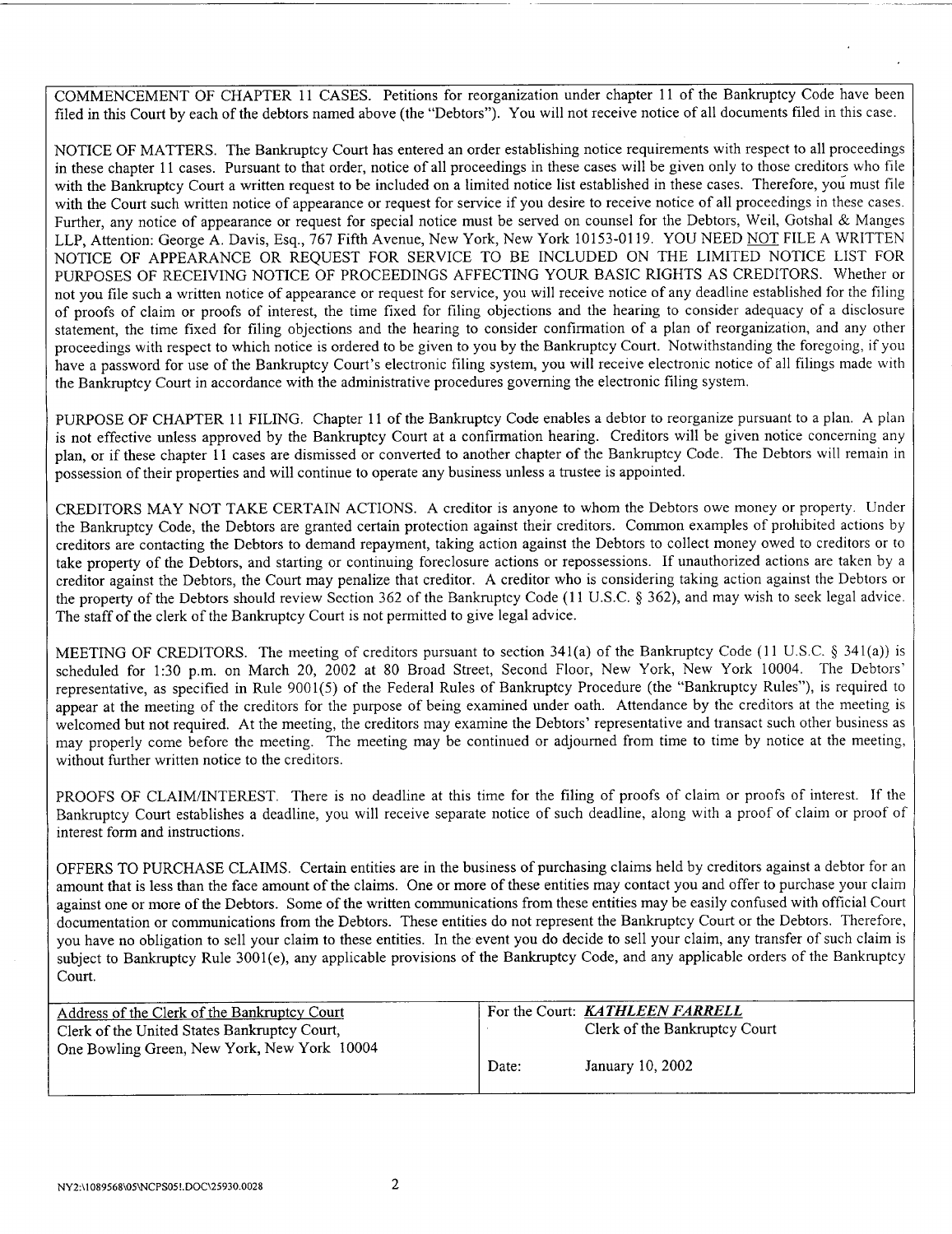COMMENCEMENT OF CHAPTER 11 CASES. Petitions for reorganization under chapter 11 of the Bankruptcy Code have been filed in this Court by each of the debtors named above (the "Debtors"). You will not receive notice of all documents filed in this case.

NOTICE OF MATTERS. The Bankruptcy Court has entered an order establishing notice requirements with respect to all proceedings in these chapter 11 cases. Pursuant to that order, notice of all proceedings in these cases will be given only to those creditors who file with the Bankruptcy Court a written request to be included on a limited notice list established in these cases. Therefore, you must file with the Court such written notice of appearance or request for service if you desire to receive notice of all proceedings in these cases. Further, any notice of appearance or request for special notice must be served on counsel for the Debtors, Weil, Gotshal & Manges LLP, Attention: George A. Davis, Esq., 767 Fifth Avenue, New York, New York 10153-0119. YOU NEED <u>NOT</u> FILE A WRITTEN NOTICE OF APPEARANCE OR REQUEST FOR SERVICE TO BE INCLUDED ON THE LIMITED NOTICE LIST FOR PURPOSES OF RECEIVING NOTICE OF PROCEEDINGS AFFECTING YOUR BASIC RIGHTS AS CREDITORS. Whether or not you file such a written notice of appearance or request for service, you will receive notice of any deadline established for the filing of proofs of claim or proofs of interest, the time fixed for filing objections and the hearing to consider adequacy of a disclosure statement, the time fixed for filing objections and the hearing to consider confirmation of a plan of reorganization, and any other proceedings with respect to which notice is ordered to be given to you by the Bankruptcy Court. Notwithstanding the foregoing, if you have a password for use of the Bankruptcy Court's electronic filing system, you will receive electronic notice of all filings made with the Bankruptcy Court in accordance with the administrative procedures governing the electronic filing system.

PURPOSE OF CHAPTER 11 FILING. Chapter 11 of the Bankruptcy Code enables a debtor to reorganize pursuant to a plan. A plan is not effective unless approved by the Bankruptcy Court at a confirmation hearing. Creditors will be given notice concerning any plan, or if these chapter 11 cases are dismissed or converted to another chapter of the Bankruptcy Code. The Debtors will remain in possession of their properties and will continue to operate any business unless a trustee is appointed.

CREDITORS MAY NOT TAKE CERTAIN ACTIONS. A creditor is anyone to whom the Debtors owe money or property. Under the Bankruptcy Code, the Debtors are granted certain protection against their creditors. Common examples of prohibited actions by creditors are contacting the Debtors to demand repayment, taking action against the Debtors to collect money owed to creditors or to take property of the Debtors, and starting or continuing foreclosure actions or repossessions. If unauthorized actions are taken by a creditor against the Debtors, the Court may penalize that creditor. A creditor who is considering taking action against the Debtors or the property of the Debtors should review Section 362 of the Bankruptcy Code (11 U.S.C. § 362), and may wish to seek legal advice. The staff of the clerk of the Bankruptcy Court is not permitted to give legal advice.

MEETING OF CREDITORS. The meeting of creditors pursuant to section 341(a) of the Bankruptcy Code (11 U.S.C. § 341(a)) is scheduled for 1:30 p.m. on March 20, 2002 at 80 Broad Street, Second Floor, New York, New York 10004. The Debtors' representative, as specified in Rule 9001(5) of the Federal Rules of Bankruptcy Procedure (the "Bankruptcy Rules"), is required to appear at the meeting of the creditors for the purpose of being examined under oath. Attendance by the creditors at the meeting is welcomed but not required. At the meeting, the creditors may examine the Debtors' representative and transact such other business as may properly come before the meeting. The meeting may be continued or adjourned from time to time by notice at the meeting, without further written notice to the creditors.

PROOFS OF CLAIM/INTEREST. There is no deadline at this time for the filing of proofs of claim or proofs of interest. If the Bankruptcy Court establishes a deadline, you will receive separate notice of such deadline, along with a proof of claim or proof of interest form and instructions.

OFFERS TO PURCHASE CLAIMS. Certain entities are in the business of purchasing claims held by creditors against a debtor for an amount that is less than the face amount of the claims. One or more of these entities may contact you and offer to purchase your claim against one or more of the Debtors. Some of the written communications from these entities may be easily confused with official Court documentation or communications from the Debtors. These entities do not represent the Bankruptcy Court or the Debtors. Therefore, you have no obligation to sell your claim to these entities. In the event you do decide to sell your claim, any transfer of such claim is subject to Bankruptcy Rule 3001(e), any applicable provisions of the Bankruptcy Code, and any applicable orders of the Bankruptcy Court.

| <u>Address of the Clerk of the Bankruptcy Court</u> | For the Court: ***KATHLEEN FARRELL*** |
|---|---|
| Clerk of the United States Bankruptcy Court, One Bowling Green, New York, New York 10004 | Clerk of the Bankruptcy Court |
| | Date: January 10, 2002 |

NY2:\1089568\05\NCPS05!.DOC\25930.0028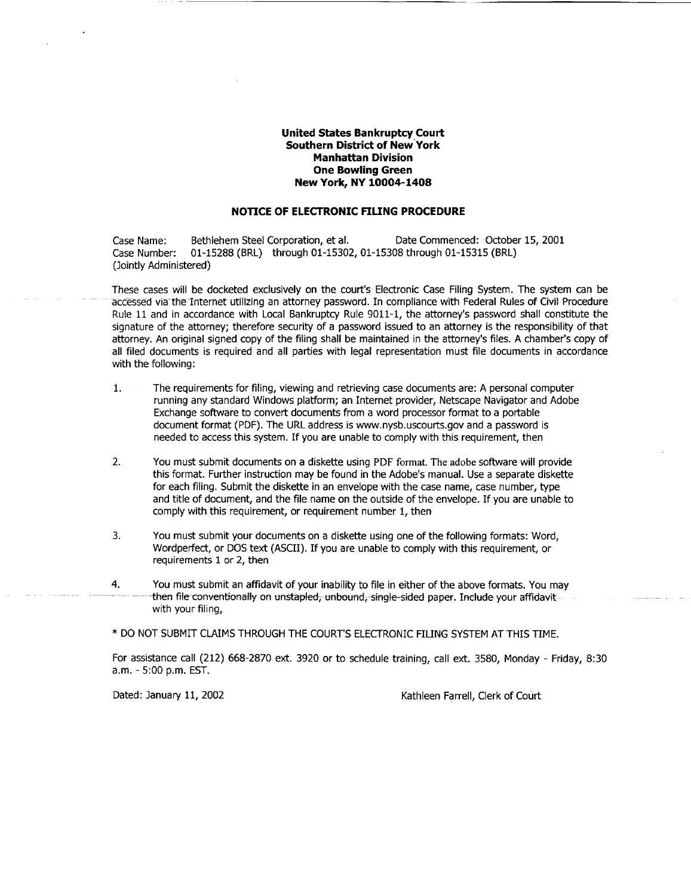**United States Bankruptcy Court**
**Southern District of New York**
**Manhattan Division**
**One Bowling Green**
**New York, NY 10004-1408**

## NOTICE OF ELECTRONIC FILING PROCEDURE

Case Name: Bethlehem Steel Corporation, et al. Date Commenced: October 15, 2001
Case Number: 01-15288 (BRL) through 01-15302, 01-15308 through 01-15315 (BRL)
(Jointly Administered)

These cases will be docketed exclusively on the court's Electronic Case Filing System. The system can be accessed via the Internet utilizing an attorney password. In compliance with Federal Rules of Civil Procedure Rule 11 and in accordance with Local Bankruptcy Rule 9011-1, the attorney's password shall constitute the signature of the attorney; therefore security of a password issued to an attorney is the responsibility of that attorney. An original signed copy of the filing shall be maintained in the attorney's files. A chamber's copy of all filed documents is required and all parties with legal representation must file documents in accordance with the following:

1. The requirements for filing, viewing and retrieving case documents are: A personal computer running any standard Windows platform; an Internet provider, Netscape Navigator and Adobe Exchange software to convert documents from a word processor format to a portable document format (PDF). The URL address is www.nysb.uscourts.gov and a password is needed to access this system. If you are unable to comply with this requirement, then

2. You must submit documents on a diskette using PDF format. The adobe software will provide this format. Further instruction may be found in the Adobe's manual. Use a separate diskette for each filing. Submit the diskette in an envelope with the case name, case number, type and title of document, and the file name on the outside of the envelope. If you are unable to comply with this requirement, or requirement number 1, then

3. You must submit your documents on a diskette using one of the following formats: Word, Wordperfect, or DOS text (ASCII). If you are unable to comply with this requirement, or requirements 1 or 2, then

4. You must submit an affidavit of your inability to file in either of the above formats. You may then file conventionally on unstapled, unbound, single-sided paper. Include your affidavit with your filing,

* DO NOT SUBMIT CLAIMS THROUGH THE COURT'S ELECTRONIC FILING SYSTEM AT THIS TIME.

For assistance call (212) 668-2870 ext. 3920 or to schedule training, call ext. 3580, Monday - Friday, 8:30 a.m. - 5:00 p.m. EST.

Dated: January 11, 2002 Kathleen Farrell, Clerk of Court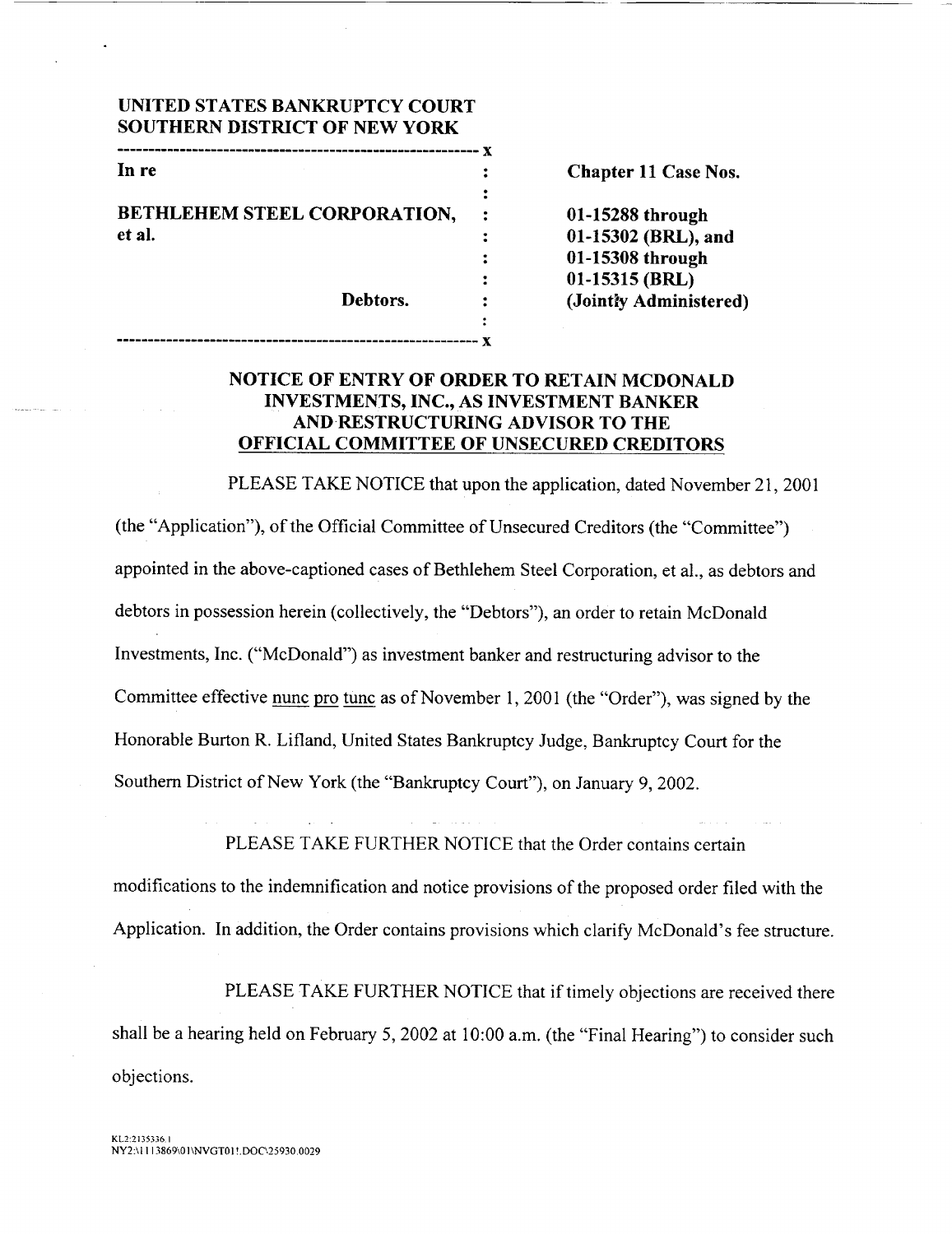UNITED STATES BANKRUPTCY COURT
SOUTHERN DISTRICT OF NEW YORK

| | | |
|---|---|---|
| In re | : | Chapter 11 Case Nos. |
| | : | |
| BETHLEHEM STEEL CORPORATION, et al. | : | 01-15288 through 01-15302 (BRL), and 01-15308 through 01-15315 (BRL) (Jointly Administered) |
| Debtors. | : | |

## NOTICE OF ENTRY OF ORDER TO RETAIN MCDONALD INVESTMENTS, INC., AS INVESTMENT BANKER AND RESTRUCTURING ADVISOR TO THE OFFICIAL COMMITTEE OF UNSECURED CREDITORS

PLEASE TAKE NOTICE that upon the application, dated November 21, 2001 (the "Application"), of the Official Committee of Unsecured Creditors (the "Committee") appointed in the above-captioned cases of Bethlehem Steel Corporation, et al., as debtors and debtors in possession herein (collectively, the "Debtors"), an order to retain McDonald Investments, Inc. ("McDonald") as investment banker and restructuring advisor to the Committee effective nunc pro tunc as of November 1, 2001 (the "Order"), was signed by the Honorable Burton R. Lifland, United States Bankruptcy Judge, Bankruptcy Court for the Southern District of New York (the "Bankruptcy Court"), on January 9, 2002.

PLEASE TAKE FURTHER NOTICE that the Order contains certain modifications to the indemnification and notice provisions of the proposed order filed with the Application. In addition, the Order contains provisions which clarify McDonald's fee structure.

PLEASE TAKE FURTHER NOTICE that if timely objections are received there shall be a hearing held on February 5, 2002 at 10:00 a.m. (the "Final Hearing") to consider such objections.

KL2:2135336.1
NY2:\1113869\01\NVGT01!.DOC\25930.0029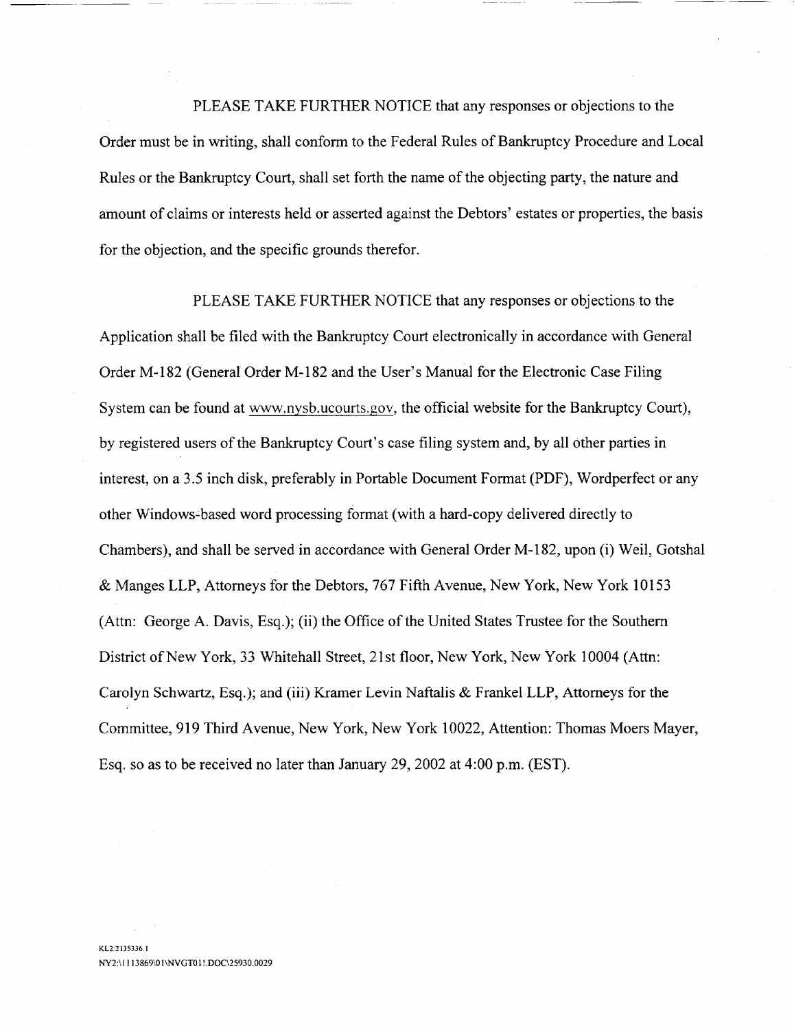PLEASE TAKE FURTHER NOTICE that any responses or objections to the Order must be in writing, shall conform to the Federal Rules of Bankruptcy Procedure and Local Rules or the Bankruptcy Court, shall set forth the name of the objecting party, the nature and amount of claims or interests held or asserted against the Debtors' estates or properties, the basis for the objection, and the specific grounds therefor.

PLEASE TAKE FURTHER NOTICE that any responses or objections to the Application shall be filed with the Bankruptcy Court electronically in accordance with General Order M-182 (General Order M-182 and the User's Manual for the Electronic Case Filing System can be found at www.nysb.ucourts.gov, the official website for the Bankruptcy Court), by registered users of the Bankruptcy Court's case filing system and, by all other parties in interest, on a 3.5 inch disk, preferably in Portable Document Format (PDF), Wordperfect or any other Windows-based word processing format (with a hard-copy delivered directly to Chambers), and shall be served in accordance with General Order M-182, upon (i) Weil, Gotshal & Manges LLP, Attorneys for the Debtors, 767 Fifth Avenue, New York, New York 10153 (Attn: George A. Davis, Esq.); (ii) the Office of the United States Trustee for the Southern District of New York, 33 Whitehall Street, 21st floor, New York, New York 10004 (Attn: Carolyn Schwartz, Esq.); and (iii) Kramer Levin Naftalis & Frankel LLP, Attorneys for the Committee, 919 Third Avenue, New York, New York 10022, Attention: Thomas Moers Mayer, Esq. so as to be received no later than January 29, 2002 at 4:00 p.m. (EST).

KL2:2135336.1
NY2:\1113869\01\NVGT01!.DOC\25930.0029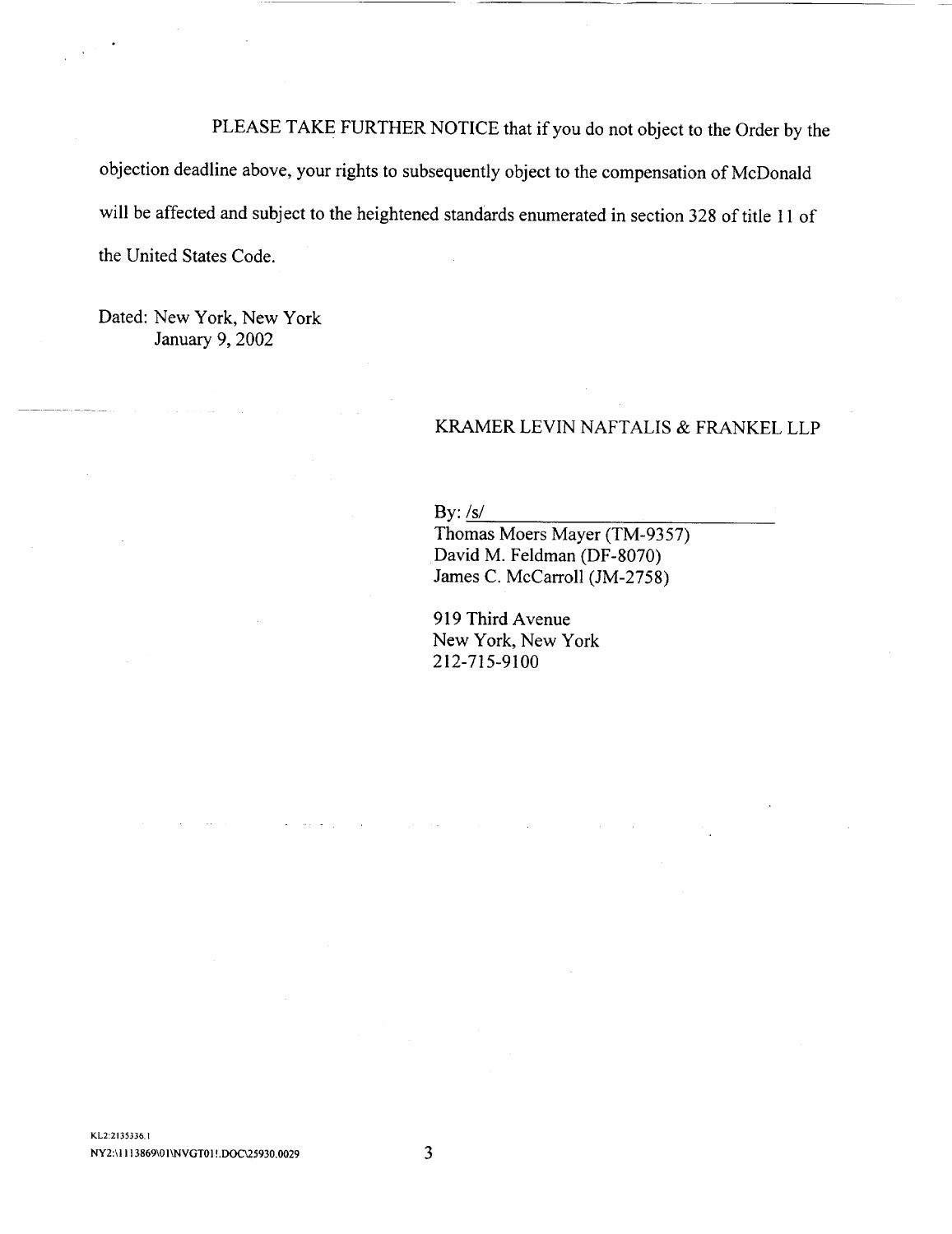PLEASE TAKE FURTHER NOTICE that if you do not object to the Order by the objection deadline above, your rights to subsequently object to the compensation of McDonald will be affected and subject to the heightened standards enumerated in section 328 of title 11 of the United States Code.

Dated: New York, New York
January 9, 2002

KRAMER LEVIN NAFTALIS & FRANKEL LLP

By: /s/
Thomas Moers Mayer (TM-9357)
David M. Feldman (DF-8070)
James C. McCarroll (JM-2758)

919 Third Avenue
New York, New York
212-715-9100

KL2:2135336.1
NY2:\1113869\01\NVGT01!.DOC\25930.0029